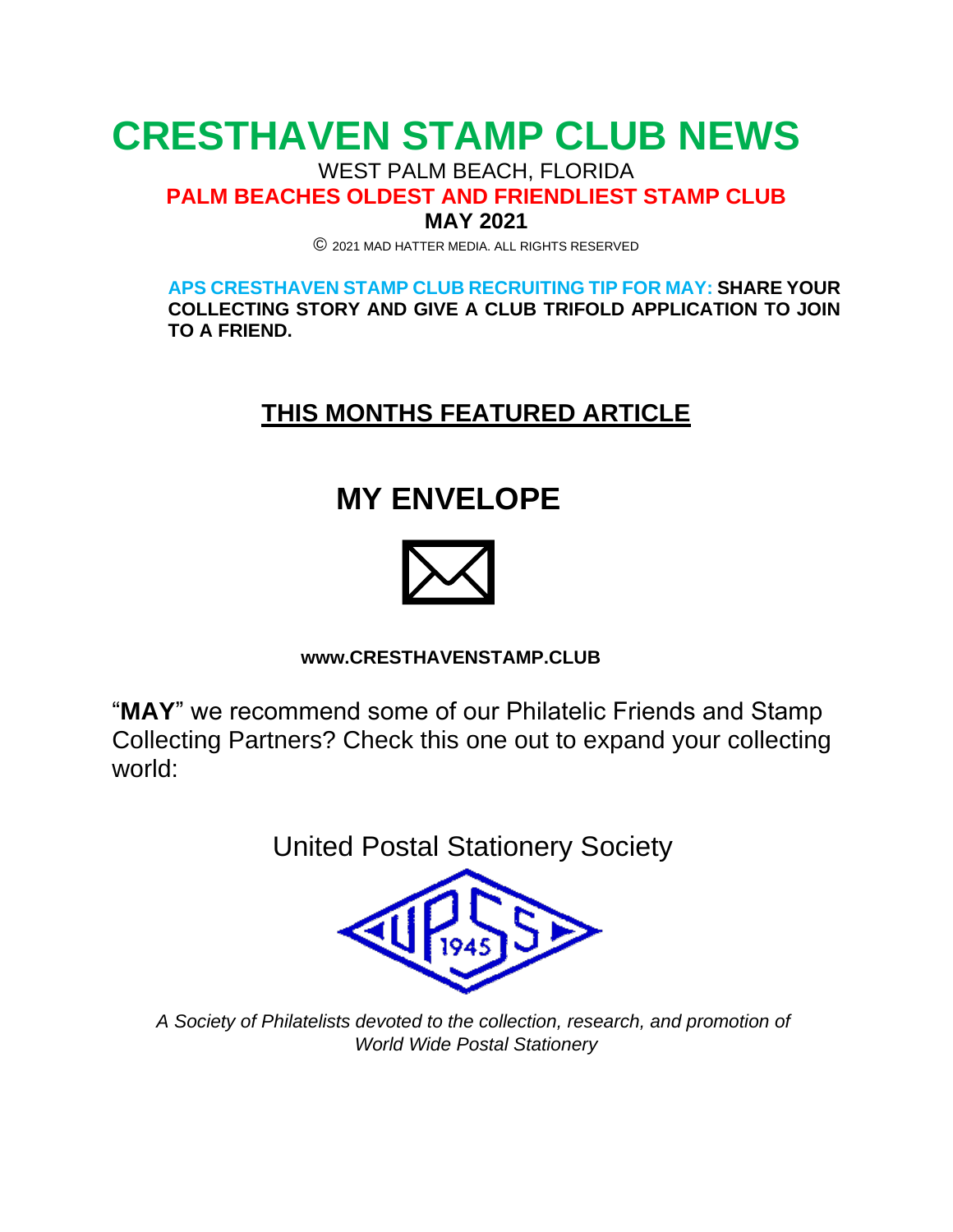# CRESTHAVEN STAMP CLUB NEWS

WEST PALM BEACH, FLORIDA

**PALM BEACHES OLDEST AND FRIENDLIEST STAMP CLUB**

**MAY 2021**

© 2021 MAD HATTER MEDIA. ALL RIGHTS RESERVED

**APS CRESTHAVEN STAMP CLUB RECRUITING TIP FOR MAY: SHARE YOUR COLLECTING STORY AND GIVE A CLUB TRIFOLD APPLICATION TO JOIN TO A FRIEND.**

## THIS MONTHS FEATURED ARTICLE

# MY ENVELOPE

**www.CRESTHAVENSTAMP.CLUB**

"**MAY**" we recommend some of our Philatelic Friends and Stamp Collecting Partners? Check this one out to expand your collecting world:

United Postal Stationery Society

UPSS 1945

*A Society of Philatelists devoted to the collection, research, and promotion of World Wide Postal Stationery*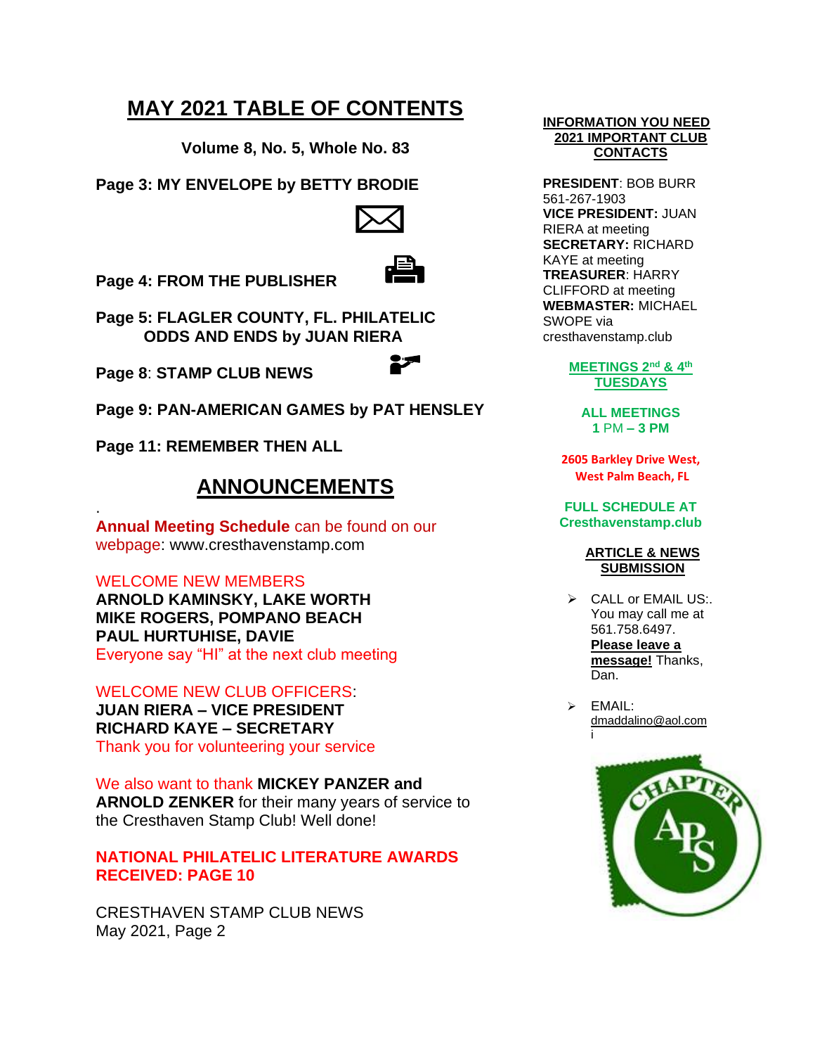# MAY 2021 TABLE OF CONTENTS

**Volume 8, No. 5, Whole No. 83**

**Page 3: MY ENVELOPE by BETTY BRODIE**

**Page 4: FROM THE PUBLISHER**

**Page 5: FLAGLER COUNTY, FL. PHILATELIC ODDS AND ENDS by JUAN RIERA**

**Page 8**: **STAMP CLUB NEWS**

**Page 9: PAN-AMERICAN GAMES by PAT HENSLEY**

**Page 11: REMEMBER THEN ALL**

## ANNOUNCEMENTS

**Annual Meeting Schedule** can be found on our webpage: www.cresthavenstamp.com

WELCOME NEW MEMBERS
**ARNOLD KAMINSKY, LAKE WORTH**
**MIKE ROGERS, POMPANO BEACH**
**PAUL HURTUHISE, DAVIE**
Everyone say "HI" at the next club meeting

WELCOME NEW CLUB OFFICERS:
**JUAN RIERA – VICE PRESIDENT**
**RICHARD KAYE – SECRETARY**
Thank you for volunteering your service

We also want to thank **MICKEY PANZER and ARNOLD ZENKER** for their many years of service to the Cresthaven Stamp Club! Well done!

**NATIONAL PHILATELIC LITERATURE AWARDS RECEIVED: PAGE 10**

CRESTHAVEN STAMP CLUB NEWS
May 2021, Page 2

**INFORMATION YOU NEED**
**2021 IMPORTANT CLUB CONTACTS**

**PRESIDENT**: BOB BURR 561-267-1903
**VICE PRESIDENT:** JUAN RIERA at meeting
**SECRETARY:** RICHARD KAYE at meeting
**TREASURER**: HARRY CLIFFORD at meeting
**WEBMASTER:** MICHAEL SWOPE via cresthavenstamp.club

**MEETINGS 2nd & 4th TUESDAYS**

**ALL MEETINGS 1 PM – 3 PM**

**2605 Barkley Drive West, West Palm Beach, FL**

**FULL SCHEDULE AT Cresthavenstamp.club**

**ARTICLE & NEWS SUBMISSION**

- CALL or EMAIL US:. You may call me at 561.758.6497. **Please leave a message!** Thanks, Dan.
- EMAIL: dmaddalino@aol.com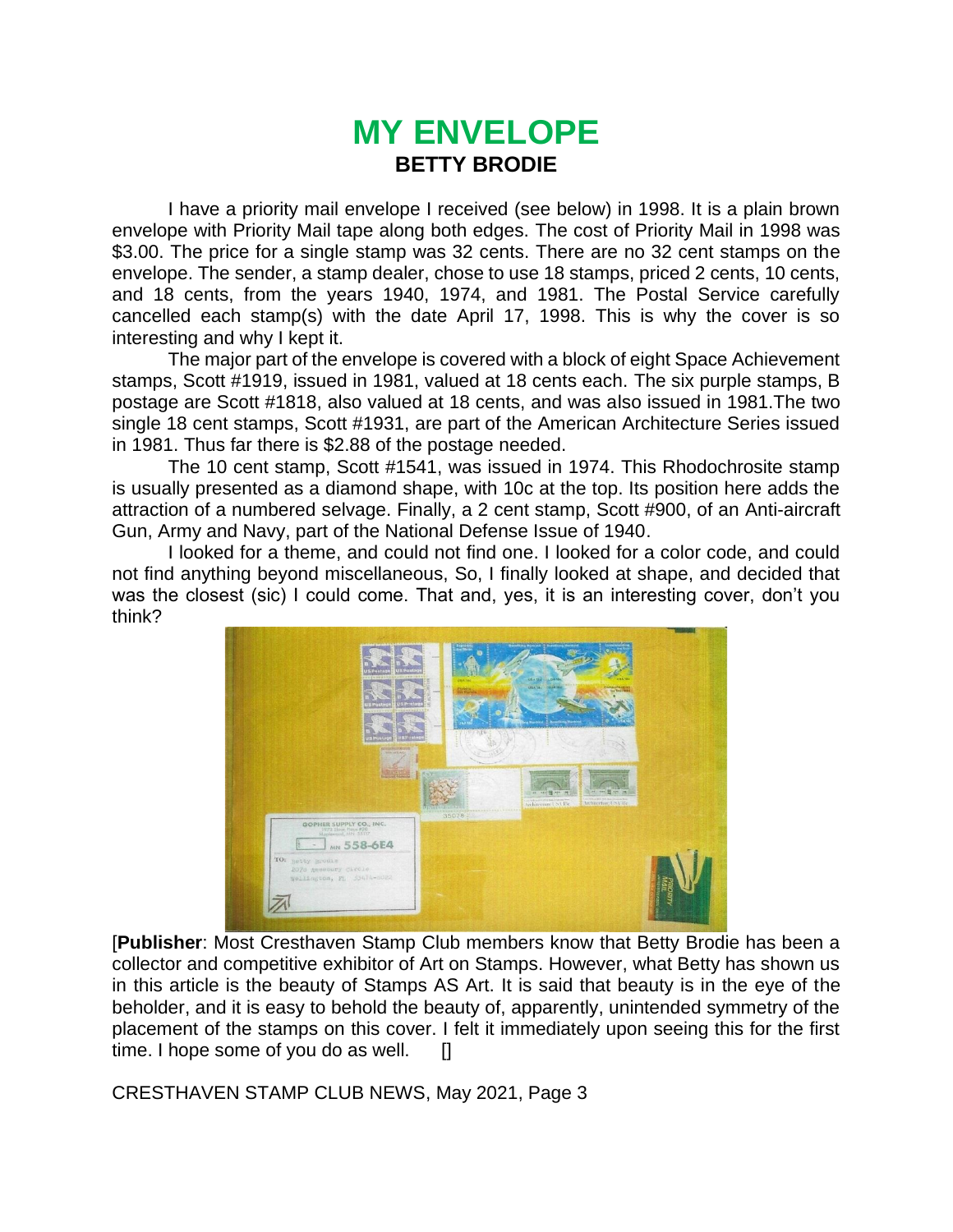# MY ENVELOPE

## BETTY BRODIE

I have a priority mail envelope I received (see below) in 1998. It is a plain brown envelope with Priority Mail tape along both edges. The cost of Priority Mail in 1998 was $3.00. The price for a single stamp was 32 cents. There are no 32 cent stamps on the envelope. The sender, a stamp dealer, chose to use 18 stamps, priced 2 cents, 10 cents, and 18 cents, from the years 1940, 1974, and 1981. The Postal Service carefully cancelled each stamp(s) with the date April 17, 1998. This is why the cover is so interesting and why I kept it.

The major part of the envelope is covered with a block of eight Space Achievement stamps, Scott #1919, issued in 1981, valued at 18 cents each. The six purple stamps, B postage are Scott #1818, also valued at 18 cents, and was also issued in 1981.The two single 18 cent stamps, Scott #1931, are part of the American Architecture Series issued in 1981. Thus far there is $2.88 of the postage needed.

The 10 cent stamp, Scott #1541, was issued in 1974. This Rhodochrosite stamp is usually presented as a diamond shape, with 10c at the top. Its position here adds the attraction of a numbered selvage. Finally, a 2 cent stamp, Scott #900, of an Anti-aircraft Gun, Army and Navy, part of the National Defense Issue of 1940.

I looked for a theme, and could not find one. I looked for a color code, and could not find anything beyond miscellaneous, So, I finally looked at shape, and decided that was the closest (sic) I could come. That and, yes, it is an interesting cover, don't you think?

[**Publisher**: Most Cresthaven Stamp Club members know that Betty Brodie has been a collector and competitive exhibitor of Art on Stamps. However, what Betty has shown us in this article is the beauty of Stamps AS Art. It is said that beauty is in the eye of the beholder, and it is easy to behold the beauty of, apparently, unintended symmetry of the placement of the stamps on this cover. I felt it immediately upon seeing this for the first time. I hope some of you do as well. []

CRESTHAVEN STAMP CLUB NEWS, May 2021, Page 3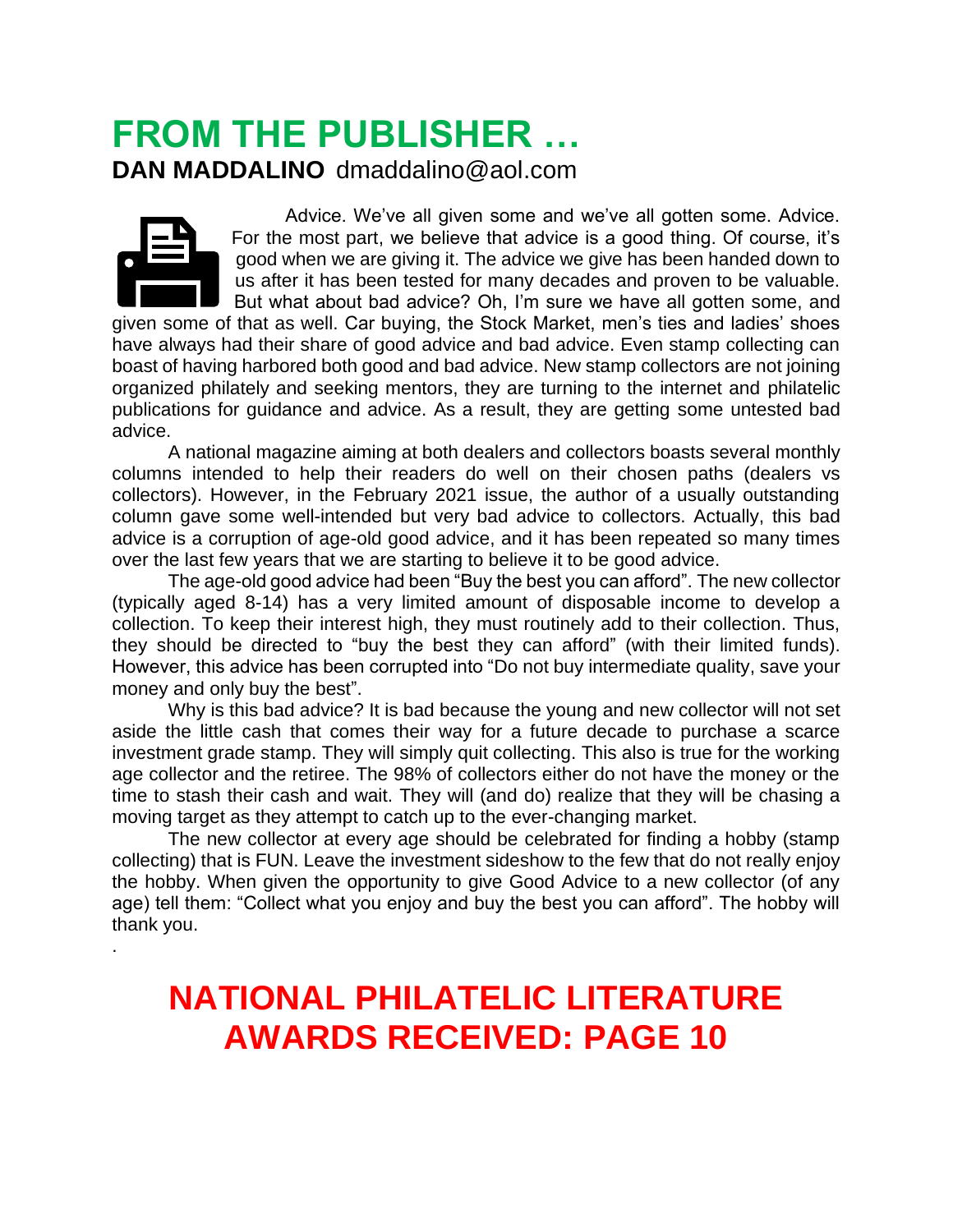# FROM THE PUBLISHER …

**DAN MADDALINO** dmaddalino@aol.com

Advice. We've all given some and we've all gotten some. Advice. For the most part, we believe that advice is a good thing. Of course, it's good when we are giving it. The advice we give has been handed down to us after it has been tested for many decades and proven to be valuable. But what about bad advice? Oh, I'm sure we have all gotten some, and given some of that as well. Car buying, the Stock Market, men's ties and ladies' shoes have always had their share of good advice and bad advice. Even stamp collecting can boast of having harbored both good and bad advice. New stamp collectors are not joining organized philately and seeking mentors, they are turning to the internet and philatelic publications for guidance and advice. As a result, they are getting some untested bad advice.

A national magazine aiming at both dealers and collectors boasts several monthly columns intended to help their readers do well on their chosen paths (dealers vs collectors). However, in the February 2021 issue, the author of a usually outstanding column gave some well-intended but very bad advice to collectors. Actually, this bad advice is a corruption of age-old good advice, and it has been repeated so many times over the last few years that we are starting to believe it to be good advice.

The age-old good advice had been "Buy the best you can afford". The new collector (typically aged 8-14) has a very limited amount of disposable income to develop a collection. To keep their interest high, they must routinely add to their collection. Thus, they should be directed to "buy the best they can afford" (with their limited funds). However, this advice has been corrupted into "Do not buy intermediate quality, save your money and only buy the best".

Why is this bad advice? It is bad because the young and new collector will not set aside the little cash that comes their way for a future decade to purchase a scarce investment grade stamp. They will simply quit collecting. This also is true for the working age collector and the retiree. The 98% of collectors either do not have the money or the time to stash their cash and wait. They will (and do) realize that they will be chasing a moving target as they attempt to catch up to the ever-changing market.

The new collector at every age should be celebrated for finding a hobby (stamp collecting) that is FUN. Leave the investment sideshow to the few that do not really enjoy the hobby. When given the opportunity to give Good Advice to a new collector (of any age) tell them: "Collect what you enjoy and buy the best you can afford". The hobby will thank you.

## NATIONAL PHILATELIC LITERATURE AWARDS RECEIVED: PAGE 10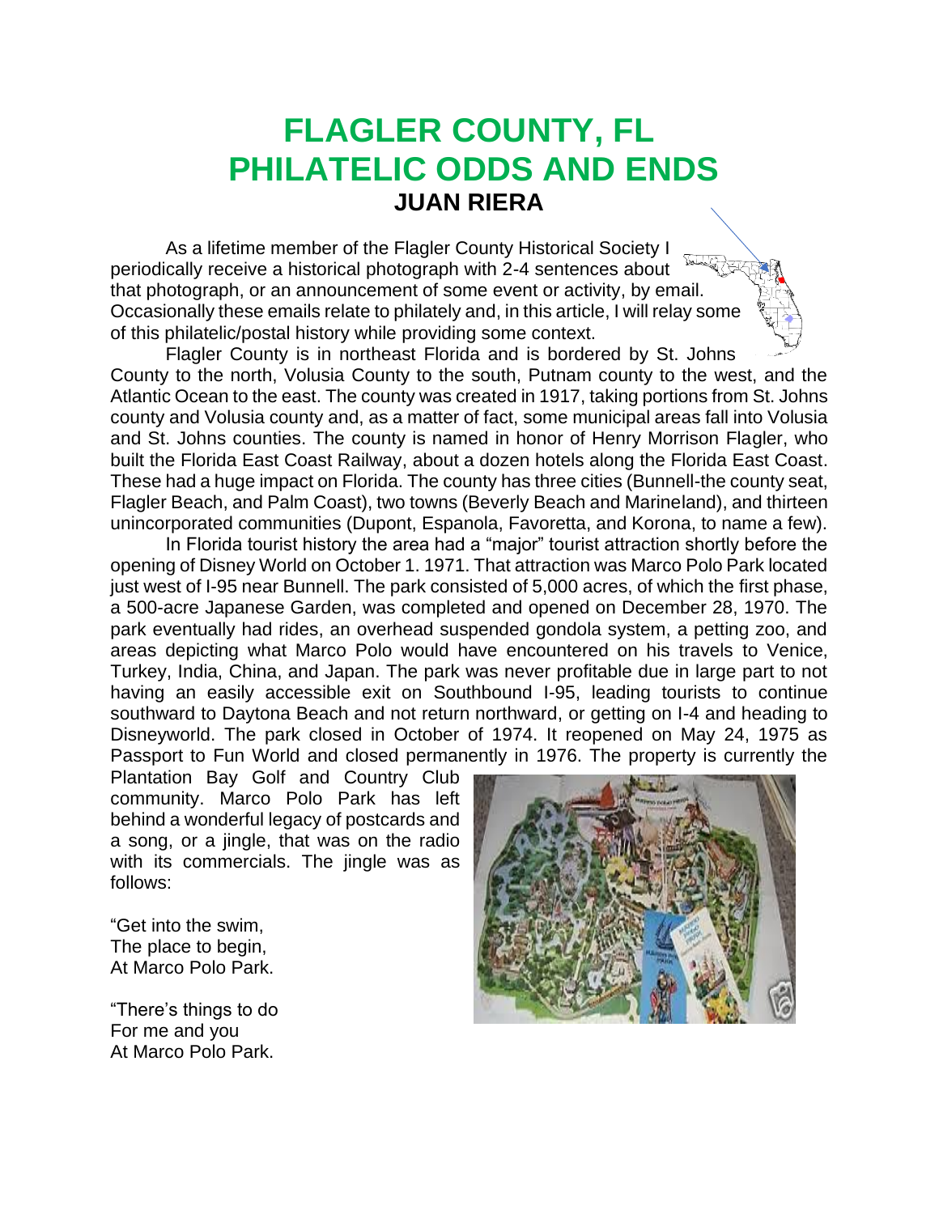# FLAGLER COUNTY, FL
# PHILATELIC ODDS AND ENDS
### JUAN RIERA

As a lifetime member of the Flagler County Historical Society I periodically receive a historical photograph with 2-4 sentences about that photograph, or an announcement of some event or activity, by email. Occasionally these emails relate to philately and, in this article, I will relay some of this philatelic/postal history while providing some context.

Flagler County is in northeast Florida and is bordered by St. Johns County to the north, Volusia County to the south, Putnam county to the west, and the Atlantic Ocean to the east. The county was created in 1917, taking portions from St. Johns county and Volusia county and, as a matter of fact, some municipal areas fall into Volusia and St. Johns counties. The county is named in honor of Henry Morrison Flagler, who built the Florida East Coast Railway, about a dozen hotels along the Florida East Coast. These had a huge impact on Florida. The county has three cities (Bunnell-the county seat, Flagler Beach, and Palm Coast), two towns (Beverly Beach and Marineland), and thirteen unincorporated communities (Dupont, Espanola, Favoretta, and Korona, to name a few).

In Florida tourist history the area had a "major" tourist attraction shortly before the opening of Disney World on October 1. 1971. That attraction was Marco Polo Park located just west of I-95 near Bunnell. The park consisted of 5,000 acres, of which the first phase, a 500-acre Japanese Garden, was completed and opened on December 28, 1970. The park eventually had rides, an overhead suspended gondola system, a petting zoo, and areas depicting what Marco Polo would have encountered on his travels to Venice, Turkey, India, China, and Japan. The park was never profitable due in large part to not having an easily accessible exit on Southbound I-95, leading tourists to continue southward to Daytona Beach and not return northward, or getting on I-4 and heading to Disneyworld. The park closed in October of 1974. It reopened on May 24, 1975 as Passport to Fun World and closed permanently in 1976. The property is currently the Plantation Bay Golf and Country Club community. Marco Polo Park has left behind a wonderful legacy of postcards and a song, or a jingle, that was on the radio with its commercials. The jingle was as follows:

"Get into the swim,
The place to begin,
At Marco Polo Park.

"There's things to do
For me and you
At Marco Polo Park.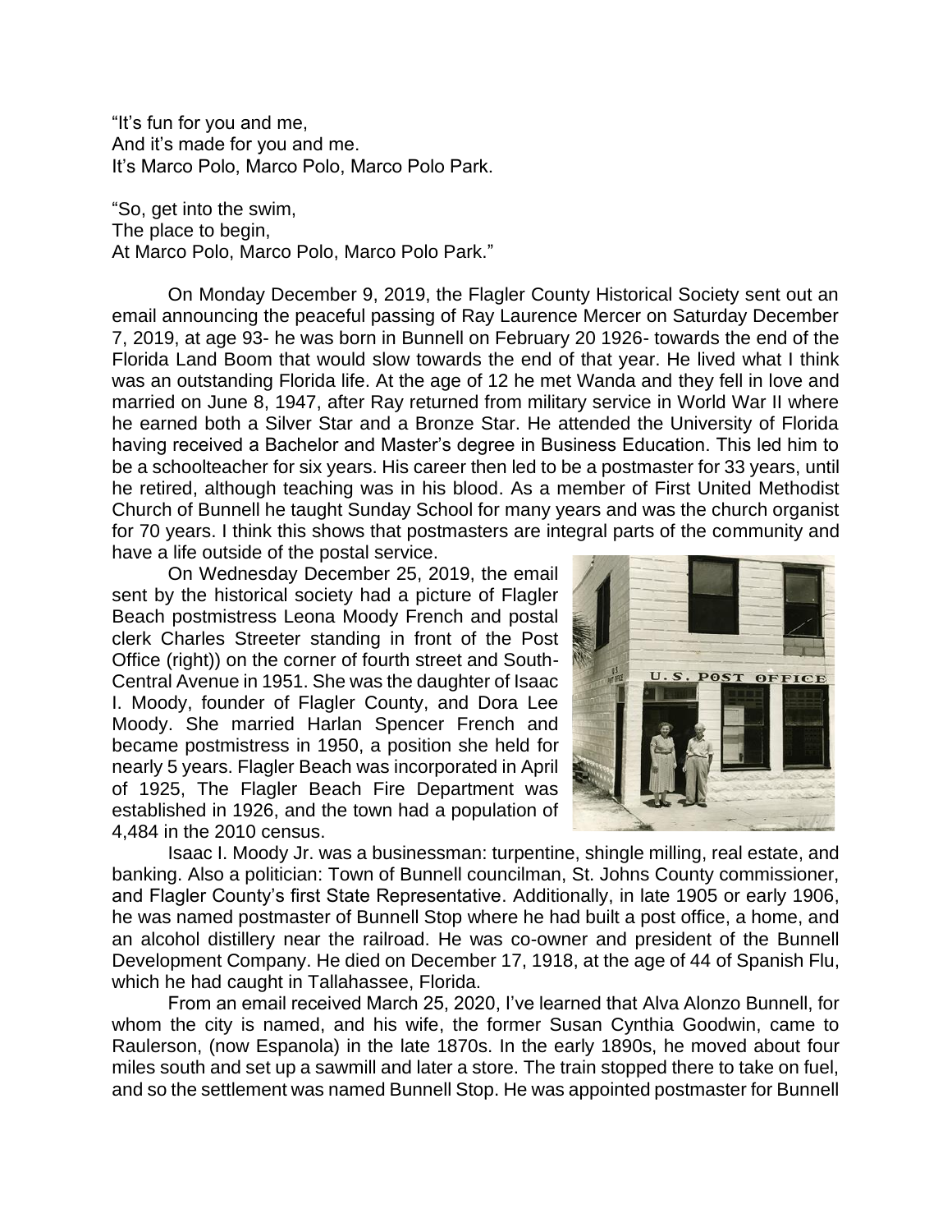"It's fun for you and me,
And it's made for you and me.
It's Marco Polo, Marco Polo, Marco Polo Park.

"So, get into the swim,
The place to begin,
At Marco Polo, Marco Polo, Marco Polo Park."

On Monday December 9, 2019, the Flagler County Historical Society sent out an email announcing the peaceful passing of Ray Laurence Mercer on Saturday December 7, 2019, at age 93- he was born in Bunnell on February 20 1926- towards the end of the Florida Land Boom that would slow towards the end of that year. He lived what I think was an outstanding Florida life. At the age of 12 he met Wanda and they fell in love and married on June 8, 1947, after Ray returned from military service in World War II where he earned both a Silver Star and a Bronze Star. He attended the University of Florida having received a Bachelor and Master's degree in Business Education. This led him to be a schoolteacher for six years. His career then led to be a postmaster for 33 years, until he retired, although teaching was in his blood. As a member of First United Methodist Church of Bunnell he taught Sunday School for many years and was the church organist for 70 years. I think this shows that postmasters are integral parts of the community and have a life outside of the postal service.

On Wednesday December 25, 2019, the email sent by the historical society had a picture of Flagler Beach postmistress Leona Moody French and postal clerk Charles Streeter standing in front of the Post Office (right)) on the corner of fourth street and South-Central Avenue in 1951. She was the daughter of Isaac I. Moody, founder of Flagler County, and Dora Lee Moody. She married Harlan Spencer French and became postmistress in 1950, a position she held for nearly 5 years. Flagler Beach was incorporated in April of 1925, The Flagler Beach Fire Department was established in 1926, and the town had a population of 4,484 in the 2010 census.

Isaac I. Moody Jr. was a businessman: turpentine, shingle milling, real estate, and banking. Also a politician: Town of Bunnell councilman, St. Johns County commissioner, and Flagler County's first State Representative. Additionally, in late 1905 or early 1906, he was named postmaster of Bunnell Stop where he had built a post office, a home, and an alcohol distillery near the railroad. He was co-owner and president of the Bunnell Development Company. He died on December 17, 1918, at the age of 44 of Spanish Flu, which he had caught in Tallahassee, Florida.

From an email received March 25, 2020, I've learned that Alva Alonzo Bunnell, for whom the city is named, and his wife, the former Susan Cynthia Goodwin, came to Raulerson, (now Espanola) in the late 1870s. In the early 1890s, he moved about four miles south and set up a sawmill and later a store. The train stopped there to take on fuel, and so the settlement was named Bunnell Stop. He was appointed postmaster for Bunnell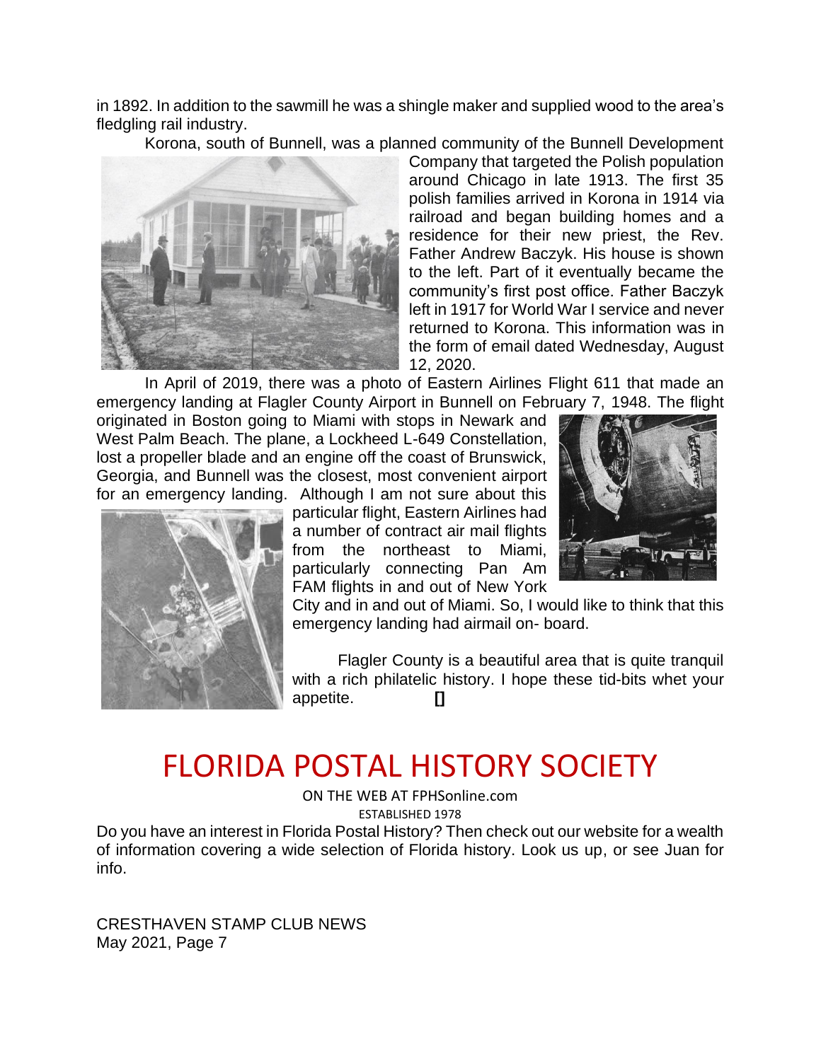in 1892. In addition to the sawmill he was a shingle maker and supplied wood to the area's fledgling rail industry.

Korona, south of Bunnell, was a planned community of the Bunnell Development Company that targeted the Polish population around Chicago in late 1913. The first 35 polish families arrived in Korona in 1914 via railroad and began building homes and a residence for their new priest, the Rev. Father Andrew Baczyk. His house is shown to the left. Part of it eventually became the community's first post office. Father Baczyk left in 1917 for World War I service and never returned to Korona. This information was in the form of email dated Wednesday, August 12, 2020.

In April of 2019, there was a photo of Eastern Airlines Flight 611 that made an emergency landing at Flagler County Airport in Bunnell on February 7, 1948. The flight originated in Boston going to Miami with stops in Newark and West Palm Beach. The plane, a Lockheed L-649 Constellation, lost a propeller blade and an engine off the coast of Brunswick, Georgia, and Bunnell was the closest, most convenient airport for an emergency landing. Although I am not sure about this particular flight, Eastern Airlines had a number of contract air mail flights from the northeast to Miami, particularly connecting Pan Am FAM flights in and out of New York City and in and out of Miami. So, I would like to think that this emergency landing had airmail on- board.

Flagler County is a beautiful area that is quite tranquil with a rich philatelic history. I hope these tid-bits whet your appetite. []

# FLORIDA POSTAL HISTORY SOCIETY

ON THE WEB AT FPHSonline.com

ESTABLISHED 1978

Do you have an interest in Florida Postal History? Then check out our website for a wealth of information covering a wide selection of Florida history. Look us up, or see Juan for info.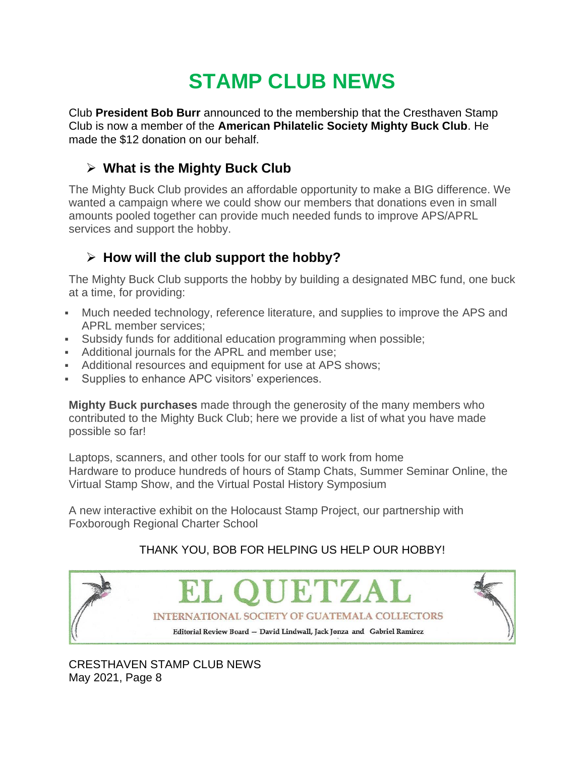# STAMP CLUB NEWS

Club **President Bob Burr** announced to the membership that the Cresthaven Stamp Club is now a member of the **American Philatelic Society Mighty Buck Club**. He made the $12 donation on our behalf.

## What is the Mighty Buck Club

The Mighty Buck Club provides an affordable opportunity to make a BIG difference. We wanted a campaign where we could show our members that donations even in small amounts pooled together can provide much needed funds to improve APS/APRL services and support the hobby.

## How will the club support the hobby?

The Mighty Buck Club supports the hobby by building a designated MBC fund, one buck at a time, for providing:

- Much needed technology, reference literature, and supplies to improve the APS and APRL member services;
- Subsidy funds for additional education programming when possible;
- Additional journals for the APRL and member use;
- Additional resources and equipment for use at APS shows;
- Supplies to enhance APC visitors' experiences.

**Mighty Buck purchases** made through the generosity of the many members who contributed to the Mighty Buck Club; here we provide a list of what you have made possible so far!

Laptops, scanners, and other tools for our staff to work from home
Hardware to produce hundreds of hours of Stamp Chats, Summer Seminar Online, the Virtual Stamp Show, and the Virtual Postal History Symposium

A new interactive exhibit on the Holocaust Stamp Project, our partnership with Foxborough Regional Charter School

THANK YOU, BOB FOR HELPING US HELP OUR HOBBY!

EL QUETZAL

INTERNATIONAL SOCIETY OF GUATEMALA COLLECTORS

Editorial Review Board — David Lindwall, Jack Jonza and Gabriel Ramirez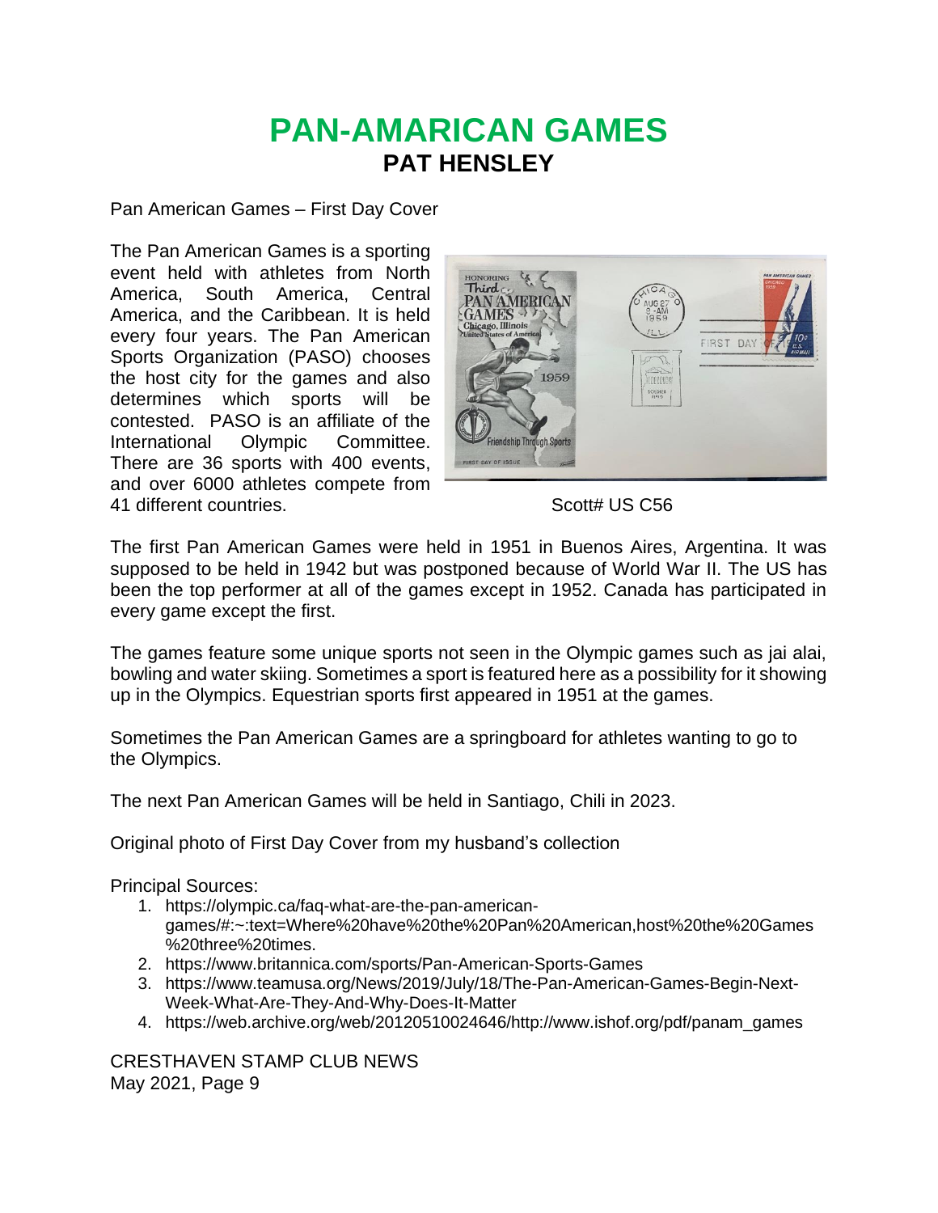# PAN-AMARICAN GAMES

## PAT HENSLEY

Pan American Games – First Day Cover

The Pan American Games is a sporting event held with athletes from North America, South America, Central America, and the Caribbean. It is held every four years. The Pan American Sports Organization (PASO) chooses the host city for the games and also determines which sports will be contested. PASO is an affiliate of the International Olympic Committee. There are 36 sports with 400 events, and over 6000 athletes compete from 41 different countries.

Scott# US C56

The first Pan American Games were held in 1951 in Buenos Aires, Argentina. It was supposed to be held in 1942 but was postponed because of World War II. The US has been the top performer at all of the games except in 1952. Canada has participated in every game except the first.

The games feature some unique sports not seen in the Olympic games such as jai alai, bowling and water skiing. Sometimes a sport is featured here as a possibility for it showing up in the Olympics. Equestrian sports first appeared in 1951 at the games.

Sometimes the Pan American Games are a springboard for athletes wanting to go to the Olympics.

The next Pan American Games will be held in Santiago, Chili in 2023.

Original photo of First Day Cover from my husband's collection

Principal Sources:

1. https://olympic.ca/faq-what-are-the-pan-american-games/#:~:text=Where%20have%20the%20Pan%20American,host%20the%20Games%20three%20times.
2. https://www.britannica.com/sports/Pan-American-Sports-Games
3. https://www.teamusa.org/News/2019/July/18/The-Pan-American-Games-Begin-Next-Week-What-Are-They-And-Why-Does-It-Matter
4. https://web.archive.org/web/20120510024646/http://www.ishof.org/pdf/panam_games

CRESTHAVEN STAMP CLUB NEWS
May 2021, Page 9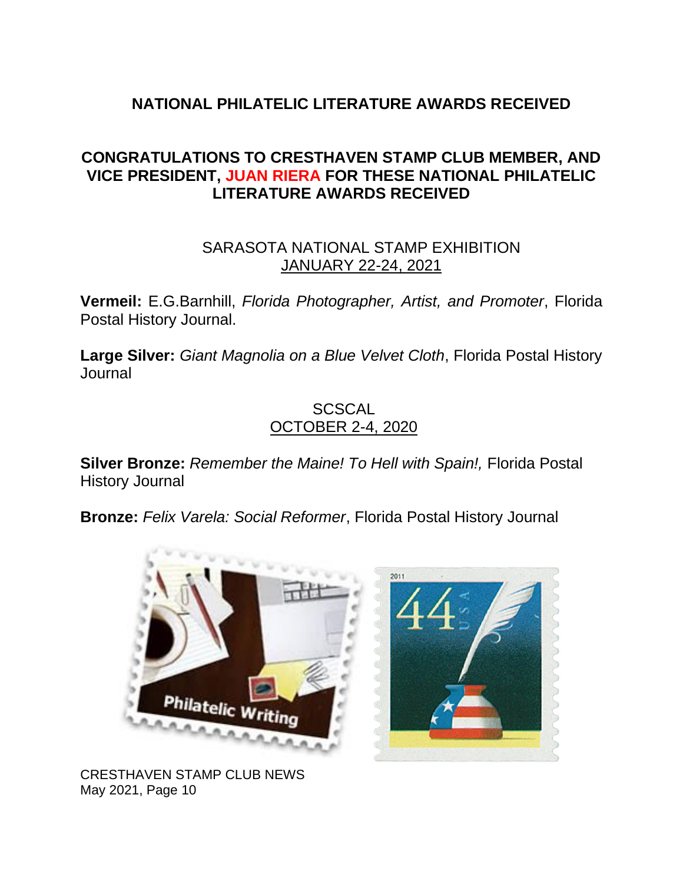# NATIONAL PHILATELIC LITERATURE AWARDS RECEIVED

## CONGRATULATIONS TO CRESTHAVEN STAMP CLUB MEMBER, AND VICE PRESIDENT, JUAN RIERA FOR THESE NATIONAL PHILATELIC LITERATURE AWARDS RECEIVED

SARASOTA NATIONAL STAMP EXHIBITION
JANUARY 22-24, 2021

**Vermeil:** E.G.Barnhill, *Florida Photographer, Artist, and Promoter*, Florida Postal History Journal.

**Large Silver:** *Giant Magnolia on a Blue Velvet Cloth*, Florida Postal History Journal

SCSCAL
OCTOBER 2-4, 2020

**Silver Bronze:** *Remember the Maine! To Hell with Spain!,* Florida Postal History Journal

**Bronze:** *Felix Varela: Social Reformer*, Florida Postal History Journal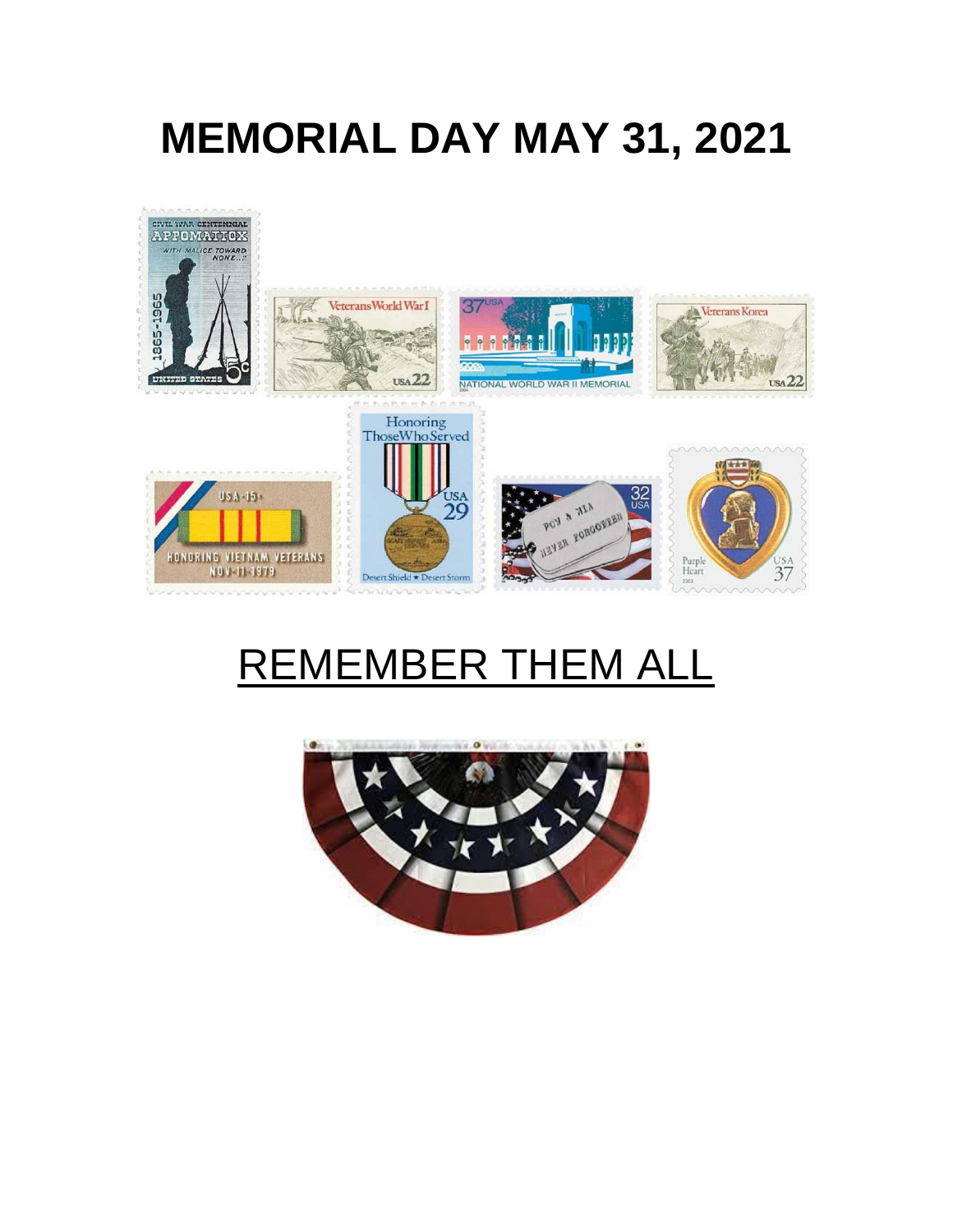# MEMORIAL DAY MAY 31, 2021

REMEMBER THEM ALL